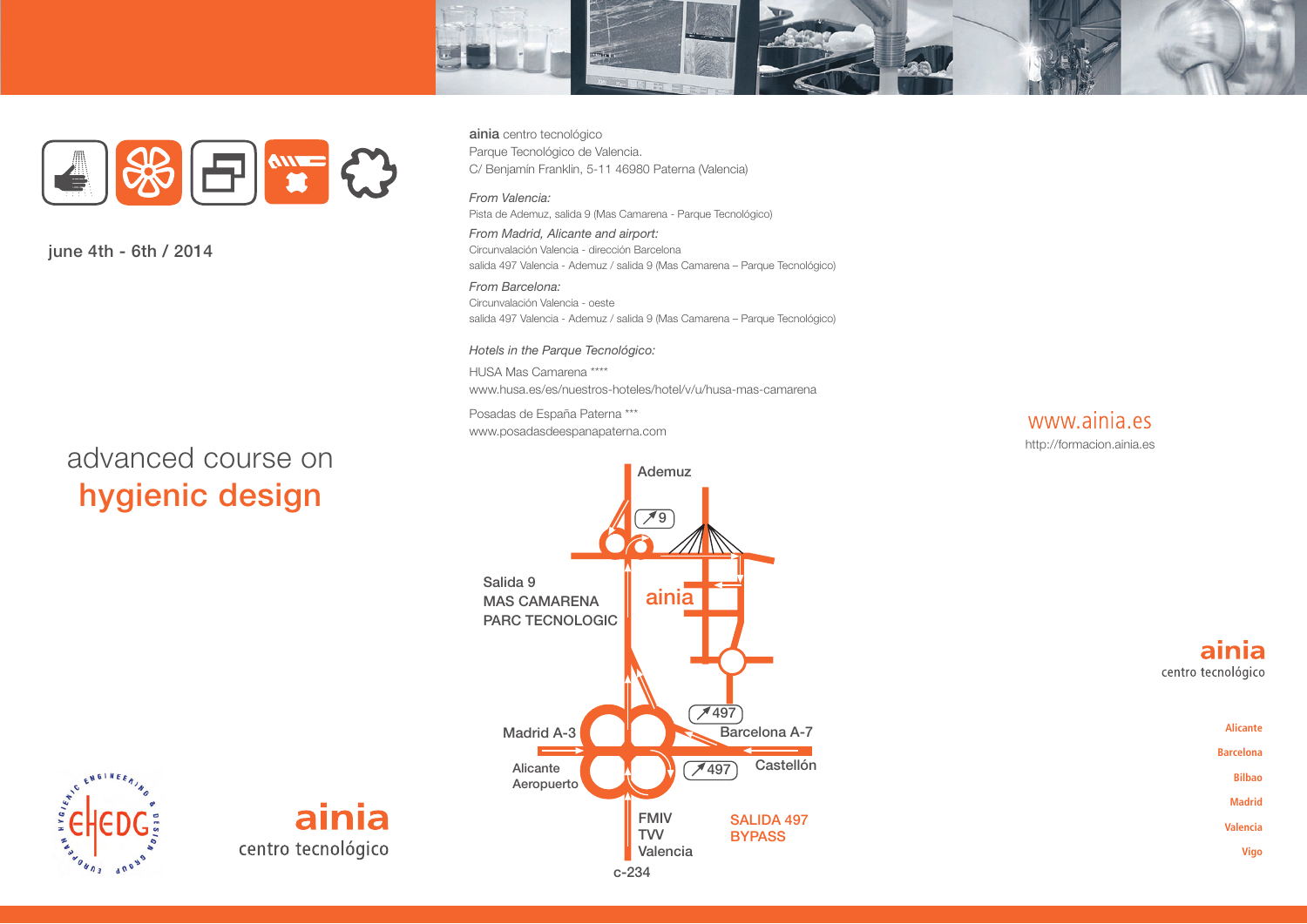june 4th - 6th / 2014

# advanced course on **hygienic design**

ainia centro tecnológico

**ainia** centro tecnológico
Parque Tecnológico de Valencia.
C/ Benjamín Franklin, 5-11 46980 Paterna (Valencia)

*From Valencia:*
Pista de Ademuz, salida 9 (Mas Camarena - Parque Tecnológico)

*From Madrid, Alicante and airport:*
Circunvalación Valencia - dirección Barcelona
salida 497 Valencia - Ademuz / salida 9 (Mas Camarena – Parque Tecnológico)

*From Barcelona:*
Circunvalación Valencia - oeste
salida 497 Valencia - Ademuz / salida 9 (Mas Camarena – Parque Tecnológico)

*Hotels in the Parque Tecnológico:*

HUSA Mas Camarena ****
www.husa.es/es/nuestros-hoteles/hotel/v/u/husa-mas-camarena

Posadas de España Paterna ***
www.posadasdeespanapaterna.com

Ademuz
9
Salida 9
MAS CAMARENA
PARC TECNOLOGIC
ainia
497
Madrid A-3
Barcelona A-7
Alicante
Aeropuerto
497
Castellón
FMIV
TVV
Valencia
SALIDA 497
BYPASS
c-234

www.ainia.es
http://formacion.ainia.es

**ainia**
centro tecnológico

Alicante
Barcelona
Bilbao
Madrid
Valencia
Vigo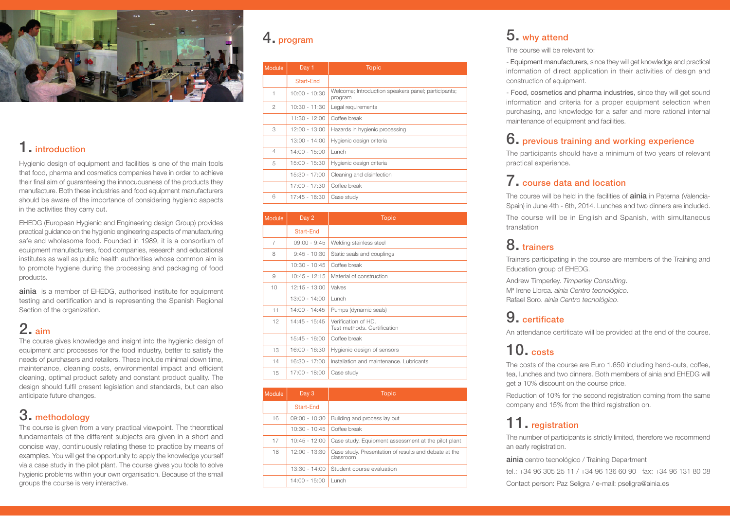# 1. introduction

Hygienic design of equipment and facilities is one of the main tools that food, pharma and cosmetics companies have in order to achieve their final aim of guaranteeing the innocuousness of the products they manufacture. Both these industries and food equipment manufacturers should be aware of the importance of considering hygienic aspects in the activities they carry out.

EHEDG (European Hygienic and Engineering design Group) provides practical guidance on the hygienic engineering aspects of manufacturing safe and wholesome food. Founded in 1989, it is a consortium of equipment manufacturers, food companies, research and educational institutes as well as public health authorities whose common aim is to promote hygiene during the processing and packaging of food products.

**ainia** is a member of EHEDG, authorised institute for equipment testing and certification and is representing the Spanish Regional Section of the organization.

# 2. aim

The course gives knowledge and insight into the hygienic design of equipment and processes for the food industry, better to satisfy the needs of purchasers and retailers. These include minimal down time, maintenance, cleaning costs, environmental impact and efficient cleaning, optimal product safety and constant product quality. The design should fulfil present legislation and standards, but can also anticipate future changes.

# 3. methodology

The course is given from a very practical viewpoint. The theoretical fundamentals of the different subjects are given in a short and concise way, continuously relating these to practice by means of examples. You will get the opportunity to apply the knowledge yourself via a case study in the pilot plant. The course gives you tools to solve hygienic problems within your own organisation. Because of the small groups the course is very interactive.

# 4. program

| Module | Day 1 | Topic |
|---|---|---|
| | Start-End | |
| 1 | 10:00 - 10:30 | Welcome; Introduction speakers panel; participants; program |
| 2 | 10:30 - 11:30 | Legal requirements |
| | 11:30 - 12:00 | Coffee break |
| 3 | 12:00 - 13:00 | Hazards in hygienic processing |
| | 13:00 - 14:00 | Hygienic design criteria |
| 4 | 14:00 - 15:00 | Lunch |
| 5 | 15:00 - 15:30 | Hygienic design criteria |
| | 15:30 - 17:00 | Cleaning and disinfection |
| | 17:00 - 17:30 | Coffee break |
| 6 | 17:45 - 18:30 | Case study |

| Module | Day 2 | Topic |
|---|---|---|
| | Start-End | |
| 7 | 09:00 - 9:45 | Welding stainless steel |
| 8 | 9:45 - 10:30 | Static seals and couplings |
| | 10:30 - 10:45 | Coffee break |
| 9 | 10:45 - 12:15 | Material of construction |
| 10 | 12:15 - 13:00 | Valves |
| | 13:00 - 14:00 | Lunch |
| 11 | 14:00 - 14:45 | Pumps (dynamic seals) |
| 12 | 14:45 - 15:45 | Verification of HD. Test methods. Certification |
| | 15:45 - 16:00 | Coffee break |
| 13 | 16:00 - 16:30 | Hygienic design of sensors |
| 14 | 16:30 - 17:00 | Installation and maintenance. Lubricants |
| 15 | 17:00 - 18:00 | Case study |

| Module | Day 3 | Topic |
|---|---|---|
| | Start-End | |
| 16 | 09:00 - 10:30 | Building and process lay out |
| | 10:30 - 10:45 | Coffee break |
| 17 | 10:45 - 12:00 | Case study. Equipment assessment at the pilot plant |
| 18 | 12:00 - 13:30 | Case study. Presentation of results and debate at the classroom |
| | 13:30 - 14:00 | Student course evaluation |
| | 14:00 - 15:00 | Lunch |

# 5. why attend

The course will be relevant to:

- Equipment manufacturers, since they will get knowledge and practical information of direct application in their activities of design and construction of equipment.

- Food, cosmetics and pharma industries, since they will get sound information and criteria for a proper equipment selection when purchasing, and knowledge for a safer and more rational internal maintenance of equipment and facilities.

# 6. previous training and working experience

The participants should have a minimum of two years of relevant practical experience.

# 7. course data and location

The course will be held in the facilities of **ainia** in Paterna (Valencia-Spain) in June 4th - 6th, 2014. Lunches and two dinners are included.

The course will be in English and Spanish, with simultaneous translation

# 8. trainers

Trainers participating in the course are members of the Training and Education group of EHEDG.

Andrew Timperley. *Timperley Consulting*.
Mª Irene Llorca. *ainia Centro tecnológico*.
Rafael Soro. *ainia Centro tecnológico*.

# 9. certificate

An attendance certificate will be provided at the end of the course.

# 10. costs

The costs of the course are Euro 1.650 including hand-outs, coffee, tea, lunches and two dinners. Both members of ainia and EHEDG will get a 10% discount on the course price.

Reduction of 10% for the second registration coming from the same company and 15% from the third registration on.

# 11. registration

The number of participants is strictly limited, therefore we recommend an early registration.

**ainia** centro tecnológico / Training Department

tel.: +34 96 305 25 11 / +34 96 136 60 90 fax: +34 96 131 80 08

Contact person: Paz Seligra / e-mail: pseligra@ainia.es